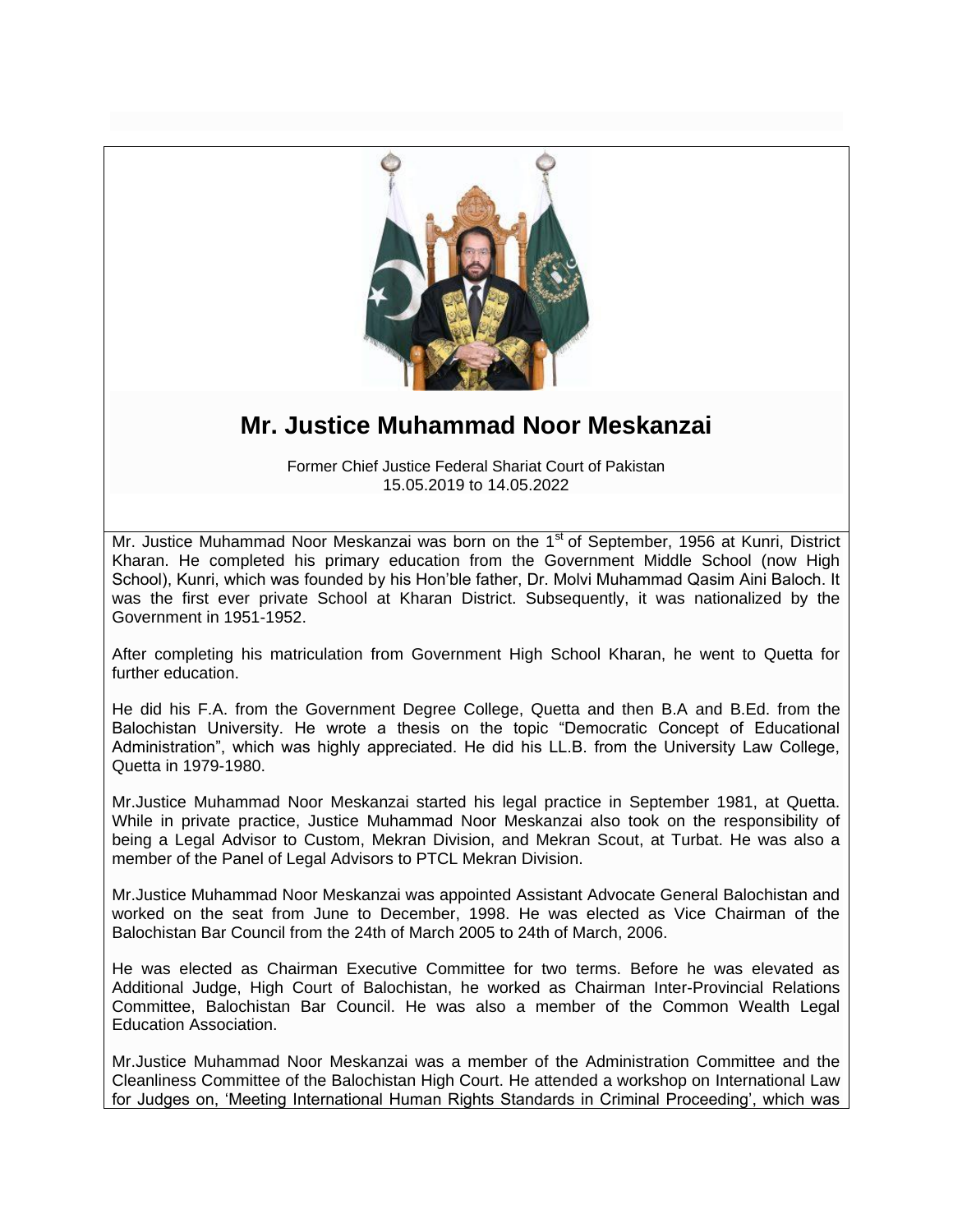# Mr. Justice Muhammad Noor Meskanzai

Former Chief Justice Federal Shariat Court of Pakistan
15.05.2019 to 14.05.2022

Mr. Justice Muhammad Noor Meskanzai was born on the 1st of September, 1956 at Kunri, District Kharan. He completed his primary education from the Government Middle School (now High School), Kunri, which was founded by his Hon'ble father, Dr. Molvi Muhammad Qasim Aini Baloch. It was the first ever private School at Kharan District. Subsequently, it was nationalized by the Government in 1951-1952.

After completing his matriculation from Government High School Kharan, he went to Quetta for further education.

He did his F.A. from the Government Degree College, Quetta and then B.A and B.Ed. from the Balochistan University. He wrote a thesis on the topic "Democratic Concept of Educational Administration", which was highly appreciated. He did his LL.B. from the University Law College, Quetta in 1979-1980.

Mr.Justice Muhammad Noor Meskanzai started his legal practice in September 1981, at Quetta. While in private practice, Justice Muhammad Noor Meskanzai also took on the responsibility of being a Legal Advisor to Custom, Mekran Division, and Mekran Scout, at Turbat. He was also a member of the Panel of Legal Advisors to PTCL Mekran Division.

Mr.Justice Muhammad Noor Meskanzai was appointed Assistant Advocate General Balochistan and worked on the seat from June to December, 1998. He was elected as Vice Chairman of the Balochistan Bar Council from the 24th of March 2005 to 24th of March, 2006.

He was elected as Chairman Executive Committee for two terms. Before he was elevated as Additional Judge, High Court of Balochistan, he worked as Chairman Inter-Provincial Relations Committee, Balochistan Bar Council. He was also a member of the Common Wealth Legal Education Association.

Mr.Justice Muhammad Noor Meskanzai was a member of the Administration Committee and the Cleanliness Committee of the Balochistan High Court. He attended a workshop on International Law for Judges on, 'Meeting International Human Rights Standards in Criminal Proceeding', which was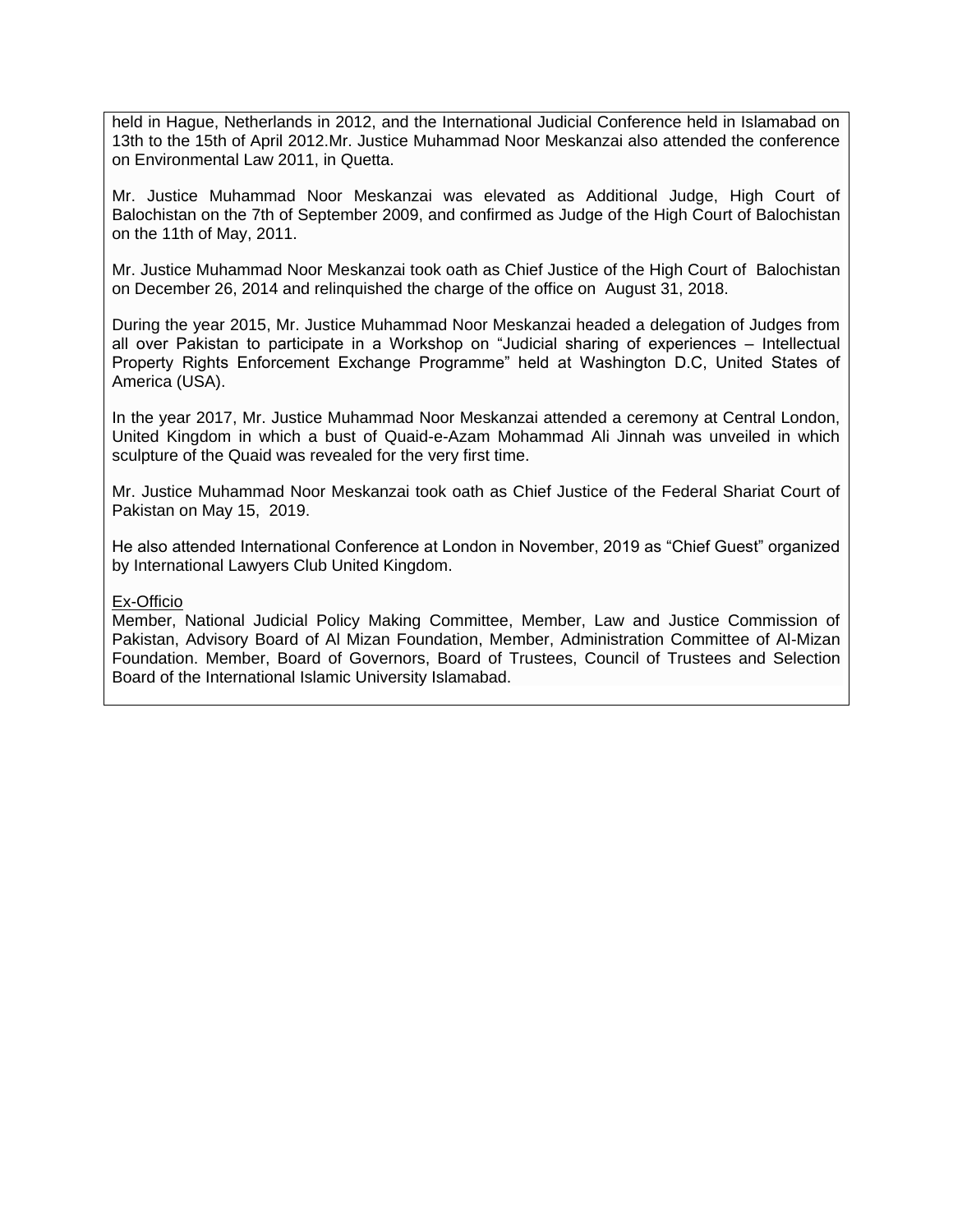held in Hague, Netherlands in 2012, and the International Judicial Conference held in Islamabad on 13th to the 15th of April 2012.Mr. Justice Muhammad Noor Meskanzai also attended the conference on Environmental Law 2011, in Quetta.

Mr. Justice Muhammad Noor Meskanzai was elevated as Additional Judge, High Court of Balochistan on the 7th of September 2009, and confirmed as Judge of the High Court of Balochistan on the 11th of May, 2011.

Mr. Justice Muhammad Noor Meskanzai took oath as Chief Justice of the High Court of Balochistan on December 26, 2014 and relinquished the charge of the office on August 31, 2018.

During the year 2015, Mr. Justice Muhammad Noor Meskanzai headed a delegation of Judges from all over Pakistan to participate in a Workshop on "Judicial sharing of experiences – Intellectual Property Rights Enforcement Exchange Programme" held at Washington D.C, United States of America (USA).

In the year 2017, Mr. Justice Muhammad Noor Meskanzai attended a ceremony at Central London, United Kingdom in which a bust of Quaid-e-Azam Mohammad Ali Jinnah was unveiled in which sculpture of the Quaid was revealed for the very first time.

Mr. Justice Muhammad Noor Meskanzai took oath as Chief Justice of the Federal Shariat Court of Pakistan on May 15, 2019.

He also attended International Conference at London in November, 2019 as "Chief Guest" organized by International Lawyers Club United Kingdom.

Ex-Officio

Member, National Judicial Policy Making Committee, Member, Law and Justice Commission of Pakistan, Advisory Board of Al Mizan Foundation, Member, Administration Committee of Al-Mizan Foundation. Member, Board of Governors, Board of Trustees, Council of Trustees and Selection Board of the International Islamic University Islamabad.